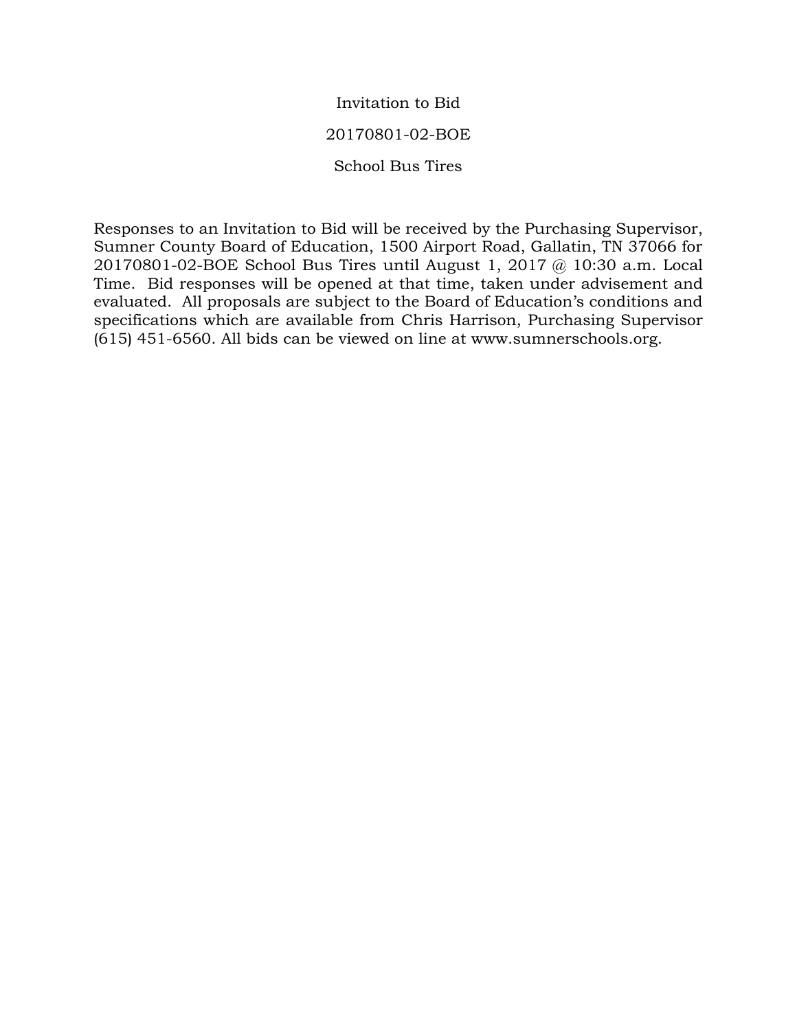# Invitation to Bid

## 20170801-02-BOE

## School Bus Tires

Responses to an Invitation to Bid will be received by the Purchasing Supervisor, Sumner County Board of Education, 1500 Airport Road, Gallatin, TN 37066 for 20170801-02-BOE School Bus Tires until August 1, 2017 @ 10:30 a.m. Local Time. Bid responses will be opened at that time, taken under advisement and evaluated. All proposals are subject to the Board of Education's conditions and specifications which are available from Chris Harrison, Purchasing Supervisor (615) 451-6560. All bids can be viewed on line at www.sumnerschools.org.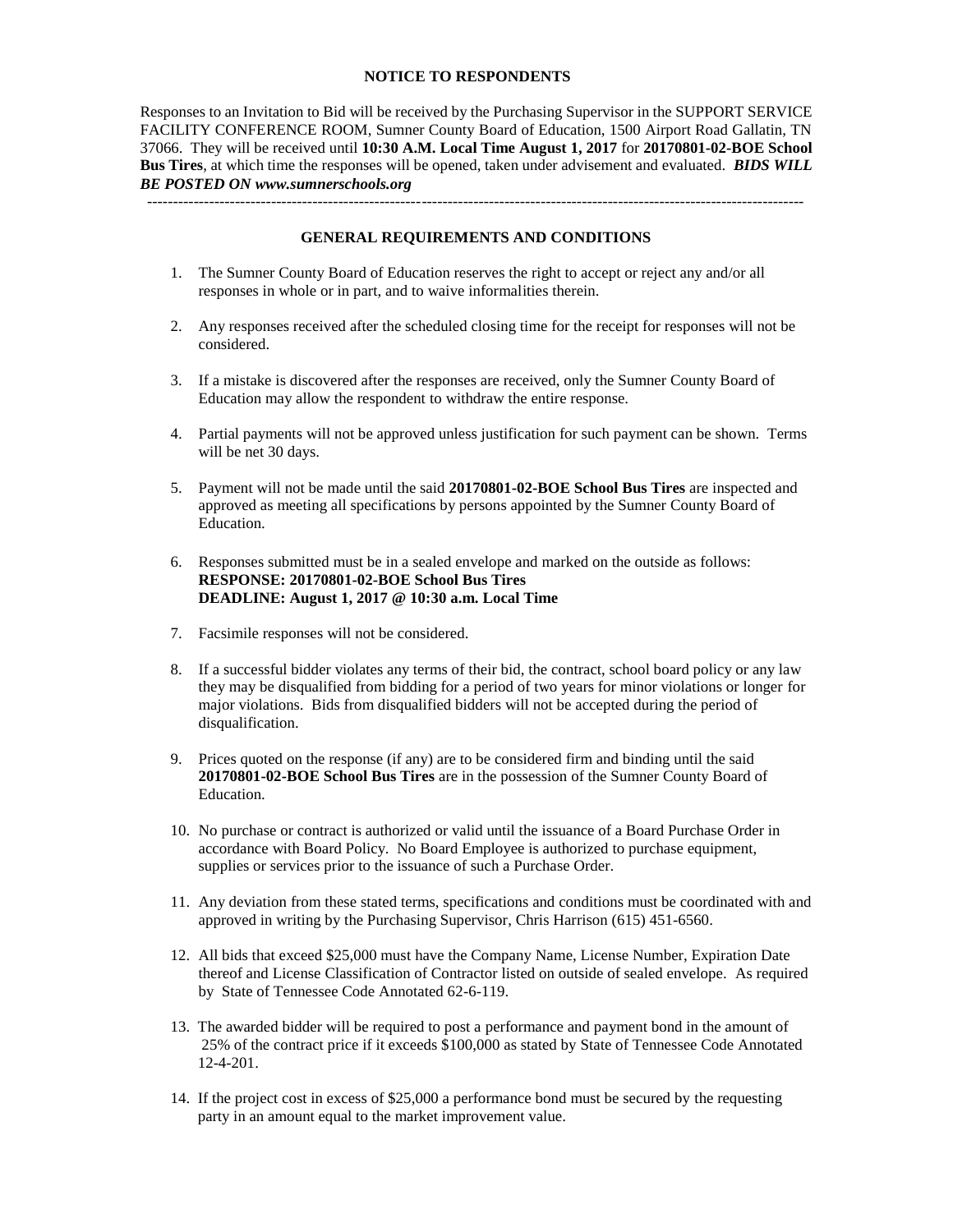## NOTICE TO RESPONDENTS

Responses to an Invitation to Bid will be received by the Purchasing Supervisor in the SUPPORT SERVICE FACILITY CONFERENCE ROOM, Sumner County Board of Education, 1500 Airport Road Gallatin, TN 37066. They will be received until **10:30 A.M. Local Time August 1, 2017** for **20170801-02-BOE School Bus Tires**, at which time the responses will be opened, taken under advisement and evaluated. ***BIDS WILL BE POSTED ON www.sumnerschools.org***

---

## GENERAL REQUIREMENTS AND CONDITIONS

1. The Sumner County Board of Education reserves the right to accept or reject any and/or all responses in whole or in part, and to waive informalities therein.

2. Any responses received after the scheduled closing time for the receipt for responses will not be considered.

3. If a mistake is discovered after the responses are received, only the Sumner County Board of Education may allow the respondent to withdraw the entire response.

4. Partial payments will not be approved unless justification for such payment can be shown. Terms will be net 30 days.

5. Payment will not be made until the said **20170801-02-BOE School Bus Tires** are inspected and approved as meeting all specifications by persons appointed by the Sumner County Board of Education.

6. Responses submitted must be in a sealed envelope and marked on the outside as follows:
   **RESPONSE: 20170801-02-BOE School Bus Tires**
   **DEADLINE: August 1, 2017 @ 10:30 a.m. Local Time**

7. Facsimile responses will not be considered.

8. If a successful bidder violates any terms of their bid, the contract, school board policy or any law they may be disqualified from bidding for a period of two years for minor violations or longer for major violations. Bids from disqualified bidders will not be accepted during the period of disqualification.

9. Prices quoted on the response (if any) are to be considered firm and binding until the said **20170801-02-BOE School Bus Tires** are in the possession of the Sumner County Board of Education.

10. No purchase or contract is authorized or valid until the issuance of a Board Purchase Order in accordance with Board Policy. No Board Employee is authorized to purchase equipment, supplies or services prior to the issuance of such a Purchase Order.

11. Any deviation from these stated terms, specifications and conditions must be coordinated with and approved in writing by the Purchasing Supervisor, Chris Harrison (615) 451-6560.

12. All bids that exceed $25,000 must have the Company Name, License Number, Expiration Date thereof and License Classification of Contractor listed on outside of sealed envelope. As required by State of Tennessee Code Annotated 62-6-119.

13. The awarded bidder will be required to post a performance and payment bond in the amount of 25% of the contract price if it exceeds $100,000 as stated by State of Tennessee Code Annotated 12-4-201.

14. If the project cost in excess of $25,000 a performance bond must be secured by the requesting party in an amount equal to the market improvement value.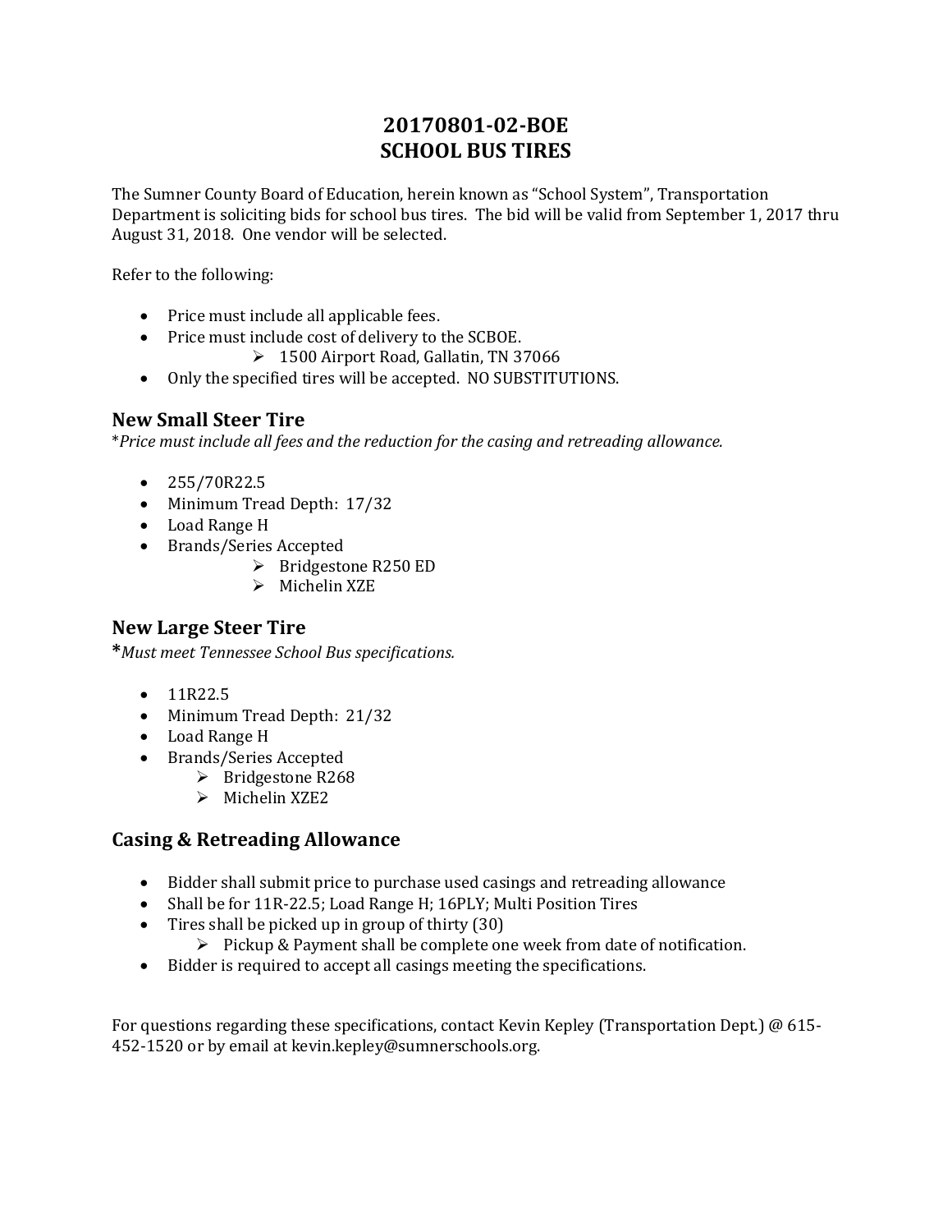# 20170801-02-BOE
# SCHOOL BUS TIRES

The Sumner County Board of Education, herein known as "School System", Transportation Department is soliciting bids for school bus tires. The bid will be valid from September 1, 2017 thru August 31, 2018. One vendor will be selected.

Refer to the following:

- Price must include all applicable fees.
- Price must include cost of delivery to the SCBOE.
  - 1500 Airport Road, Gallatin, TN 37066
- Only the specified tires will be accepted. NO SUBSTITUTIONS.

## New Small Steer Tire

*\*Price must include all fees and the reduction for the casing and retreading allowance.*

- 255/70R22.5
- Minimum Tread Depth: 17/32
- Load Range H
- Brands/Series Accepted
  - Bridgestone R250 ED
  - Michelin XZE

## New Large Steer Tire

**\***​*Must meet Tennessee School Bus specifications.*

- 11R22.5
- Minimum Tread Depth: 21/32
- Load Range H
- Brands/Series Accepted
  - Bridgestone R268
  - Michelin XZE2

## Casing & Retreading Allowance

- Bidder shall submit price to purchase used casings and retreading allowance
- Shall be for 11R-22.5; Load Range H; 16PLY; Multi Position Tires
- Tires shall be picked up in group of thirty (30)
  - Pickup & Payment shall be complete one week from date of notification.
- Bidder is required to accept all casings meeting the specifications.

For questions regarding these specifications, contact Kevin Kepley (Transportation Dept.) @ 615-452-1520 or by email at kevin.kepley@sumnerschools.org.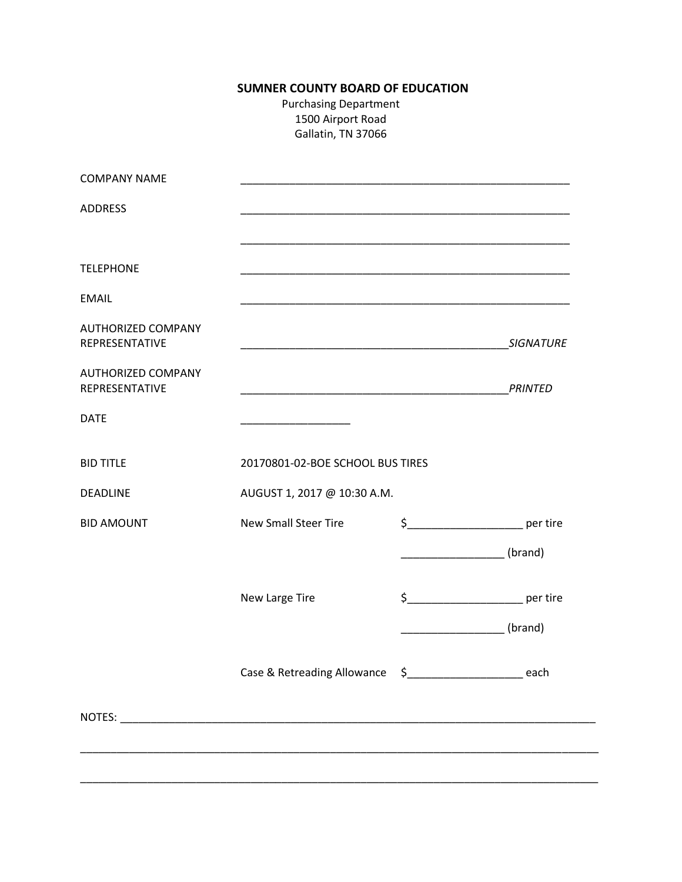**SUMNER COUNTY BOARD OF EDUCATION**

Purchasing Department
1500 Airport Road
Gallatin, TN 37066

| | |
|---|---|
| COMPANY NAME | ________________________________________________ |
| ADDRESS | ________________________________________________ |
| | ________________________________________________ |
| TELEPHONE | ________________________________________________ |
| EMAIL | ________________________________________________ |
| AUTHORIZED COMPANY REPRESENTATIVE | _______________________________________ *SIGNATURE* |
| AUTHORIZED COMPANY REPRESENTATIVE | _______________________________________ *PRINTED* |
| DATE | ________________ |

| | | |
|---|---|---|
| BID TITLE | 20170801-02-BOE SCHOOL BUS TIRES | |
| DEADLINE | AUGUST 1, 2017 @ 10:30 A.M. | |
| BID AMOUNT | New Small Steer Tire | $__________________ per tire |
| | | ________________ (brand) |
| | New Large Tire | $__________________ per tire |
| | | ________________ (brand) |
| | Case & Retreading Allowance | $__________________ each |

NOTES: ________________________________________________________________________

_______________________________________________________________________________

_______________________________________________________________________________